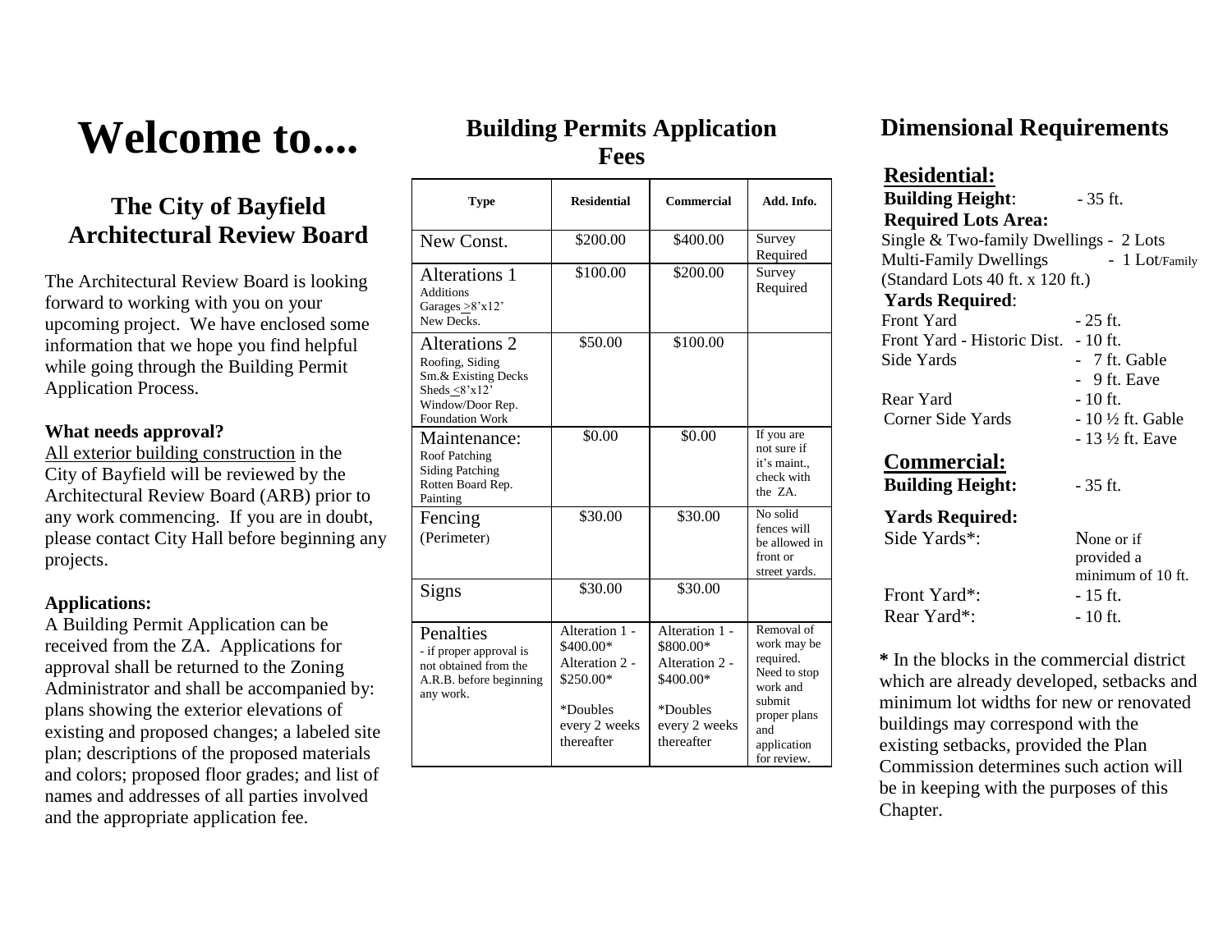# Welcome to....

## The City of Bayfield Architectural Review Board

The Architectural Review Board is looking forward to working with you on your upcoming project. We have enclosed some information that we hope you find helpful while going through the Building Permit Application Process.

**What needs approval?**

All exterior building construction in the City of Bayfield will be reviewed by the Architectural Review Board (ARB) prior to any work commencing. If you are in doubt, please contact City Hall before beginning any projects.

**Applications:**

A Building Permit Application can be received from the ZA. Applications for approval shall be returned to the Zoning Administrator and shall be accompanied by: plans showing the exterior elevations of existing and proposed changes; a labeled site plan; descriptions of the proposed materials and colors; proposed floor grades; and list of names and addresses of all parties involved and the appropriate application fee.

## Building Permits Application Fees

| Type | Residential | Commercial | Add. Info. |
|---|---|---|---|
| New Const. | \$200.00 | \$400.00 | Survey Required |
| Alterations 1<br>Additions<br>Garages >8'x12'<br>New Decks. | \$100.00 | \$200.00 | Survey Required |
| Alterations 2<br>Roofing, Siding<br>Sm.& Existing Decks<br>Sheds <8'x12'<br>Window/Door Rep.<br>Foundation Work | \$50.00 | \$100.00 | |
| Maintenance:<br>Roof Patching<br>Siding Patching<br>Rotten Board Rep.<br>Painting | \$0.00 | \$0.00 | If you are not sure if it's maint., check with the ZA. |
| Fencing (Perimeter) | \$30.00 | \$30.00 | No solid fences will be allowed in front or street yards. |
| Signs | \$30.00 | \$30.00 | |
| Penalties<br>- if proper approval is not obtained from the A.R.B. before beginning any work. | Alteration 1 - \$400.00*<br>Alteration 2 - \$250.00*<br>*Doubles every 2 weeks thereafter | Alteration 1 - \$800.00*<br>Alteration 2 - \$400.00*<br>*Doubles every 2 weeks thereafter | Removal of work may be required. Need to stop work and submit proper plans and application for review. |

## Dimensional Requirements

### Residential:

**Building Height**: - 35 ft.

**Required Lots Area:**

Single & Two-family Dwellings - 2 Lots
Multi-Family Dwellings - 1 Lot/Family
(Standard Lots 40 ft. x 120 ft.)

**Yards Required**:

Front Yard - 25 ft.
Front Yard - Historic Dist. - 10 ft.
Side Yards - 7 ft. Gable
- 9 ft. Eave
Rear Yard - 10 ft.
Corner Side Yards - 10 ½ ft. Gable
- 13 ½ ft. Eave

### Commercial:

**Building Height:** - 35 ft.

**Yards Required:**

Side Yards*: None or if provided a minimum of 10 ft.
Front Yard*: - 15 ft.
Rear Yard*: - 10 ft.

**\*** In the blocks in the commercial district which are already developed, setbacks and minimum lot widths for new or renovated buildings may correspond with the existing setbacks, provided the Plan Commission determines such action will be in keeping with the purposes of this Chapter.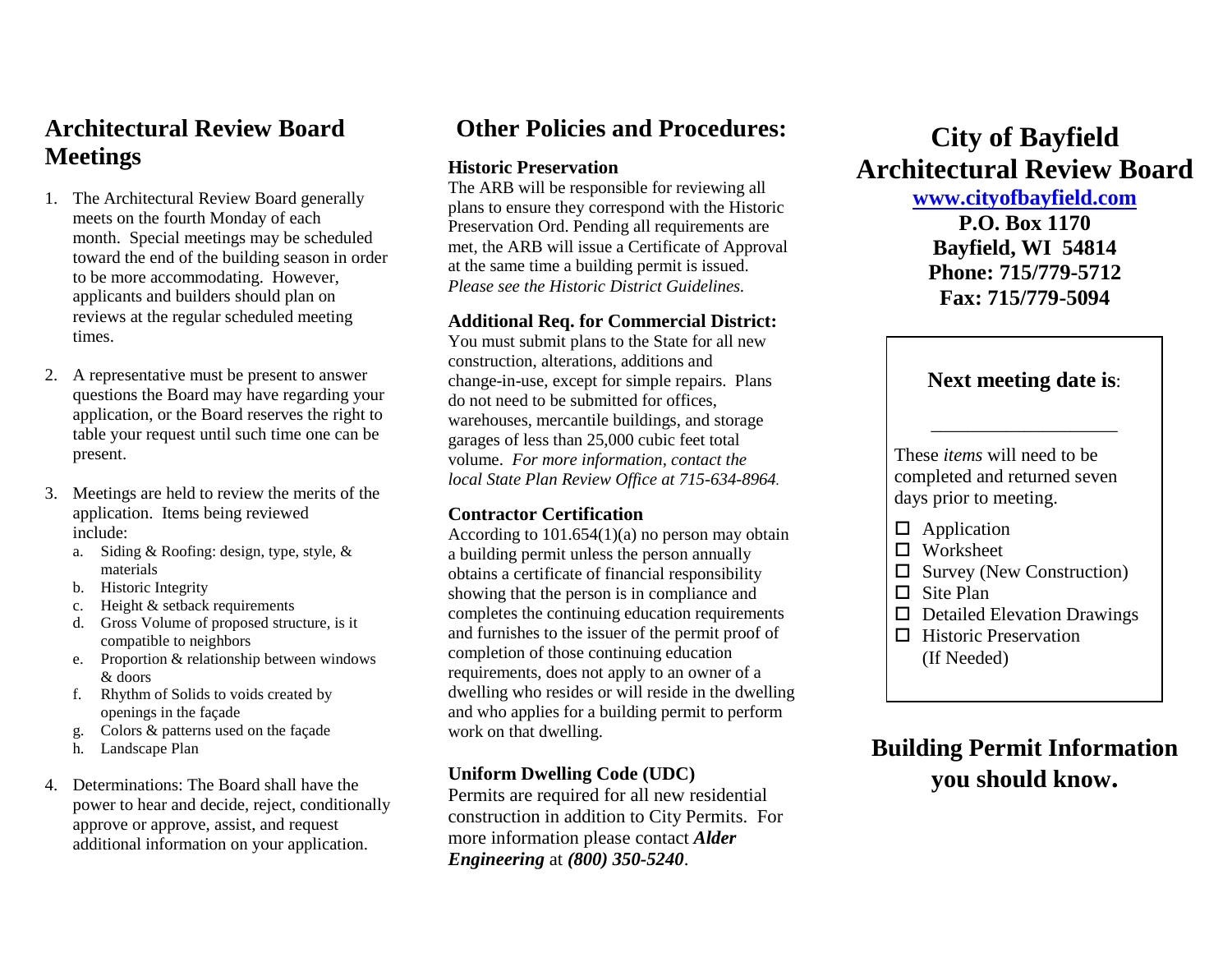## Architectural Review Board Meetings

1. The Architectural Review Board generally meets on the fourth Monday of each month. Special meetings may be scheduled toward the end of the building season in order to be more accommodating. However, applicants and builders should plan on reviews at the regular scheduled meeting times.

2. A representative must be present to answer questions the Board may have regarding your application, or the Board reserves the right to table your request until such time one can be present.

3. Meetings are held to review the merits of the application. Items being reviewed include:
   a. Siding & Roofing: design, type, style, & materials
   b. Historic Integrity
   c. Height & setback requirements
   d. Gross Volume of proposed structure, is it compatible to neighbors
   e. Proportion & relationship between windows & doors
   f. Rhythm of Solids to voids created by openings in the façade
   g. Colors & patterns used on the façade
   h. Landscape Plan

4. Determinations: The Board shall have the power to hear and decide, reject, conditionally approve or approve, assist, and request additional information on your application.

## Other Policies and Procedures:

### Historic Preservation

The ARB will be responsible for reviewing all plans to ensure they correspond with the Historic Preservation Ord. Pending all requirements are met, the ARB will issue a Certificate of Approval at the same time a building permit is issued. *Please see the Historic District Guidelines.*

### Additional Req. for Commercial District:

You must submit plans to the State for all new construction, alterations, additions and change-in-use, except for simple repairs. Plans do not need to be submitted for offices, warehouses, mercantile buildings, and storage garages of less than 25,000 cubic feet total volume. *For more information, contact the local State Plan Review Office at 715-634-8964.*

### Contractor Certification

According to 101.654(1)(a) no person may obtain a building permit unless the person annually obtains a certificate of financial responsibility showing that the person is in compliance and completes the continuing education requirements and furnishes to the issuer of the permit proof of completion of those continuing education requirements, does not apply to an owner of a dwelling who resides or will reside in the dwelling and who applies for a building permit to perform work on that dwelling.

### Uniform Dwelling Code (UDC)

Permits are required for all new residential construction in addition to City Permits. For more information please contact ***Alder Engineering*** at ***(800) 350-5240***.

# City of Bayfield Architectural Review Board

**www.cityofbayfield.com**
**P.O. Box 1170**
**Bayfield, WI 54814**
**Phone: 715/779-5712**
**Fax: 715/779-5094**

**Next meeting date is**:

\_\_\_\_\_\_\_\_\_\_\_\_\_\_\_\_\_\_\_\_

These *items* will need to be completed and returned seven days prior to meeting.

- ☐ Application
- ☐ Worksheet
- ☐ Survey (New Construction)
- ☐ Site Plan
- ☐ Detailed Elevation Drawings
- ☐ Historic Preservation (If Needed)

## Building Permit Information you should know.